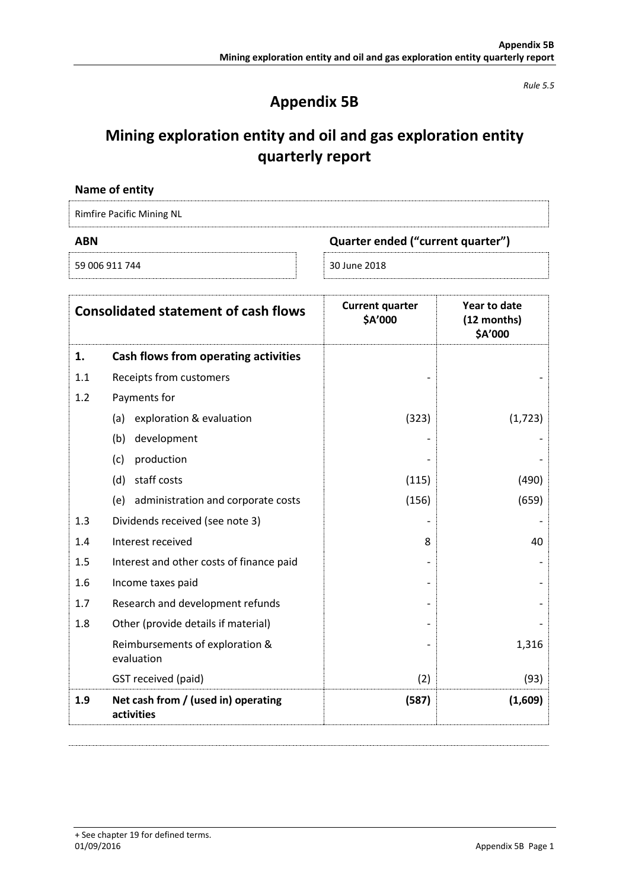*Rule 5.5*

# Appendix 5B

# Mining exploration entity and oil and gas exploration entity quarterly report

**Name of entity**

Rimfire Pacific Mining NL

| **ABN** | **Quarter ended ("current quarter")** |
|---|---|
| 59 006 911 744 | 30 June 2018 |

| **Consolidated statement of cash flows** | | **Current quarter $A'000** | **Year to date (12 months) $A'000** |
|---|---|---|---|
| **1.** | **Cash flows from operating activities** | | |
| 1.1 | Receipts from customers | - | - |
| 1.2 | Payments for | | |
| | (a) exploration & evaluation | (323) | (1,723) |
| | (b) development | - | - |
| | (c) production | - | - |
| | (d) staff costs | (115) | (490) |
| | (e) administration and corporate costs | (156) | (659) |
| 1.3 | Dividends received (see note 3) | - | - |
| 1.4 | Interest received | 8 | 40 |
| 1.5 | Interest and other costs of finance paid | - | - |
| 1.6 | Income taxes paid | - | - |
| 1.7 | Research and development refunds | - | - |
| 1.8 | Other (provide details if material) | - | - |
| | Reimbursements of exploration & evaluation | - | 1,316 |
| | GST received (paid) | (2) | (93) |
| **1.9** | **Net cash from / (used in) operating activities** | **(587)** | **(1,609)** |

+ See chapter 19 for defined terms.
01/09/2016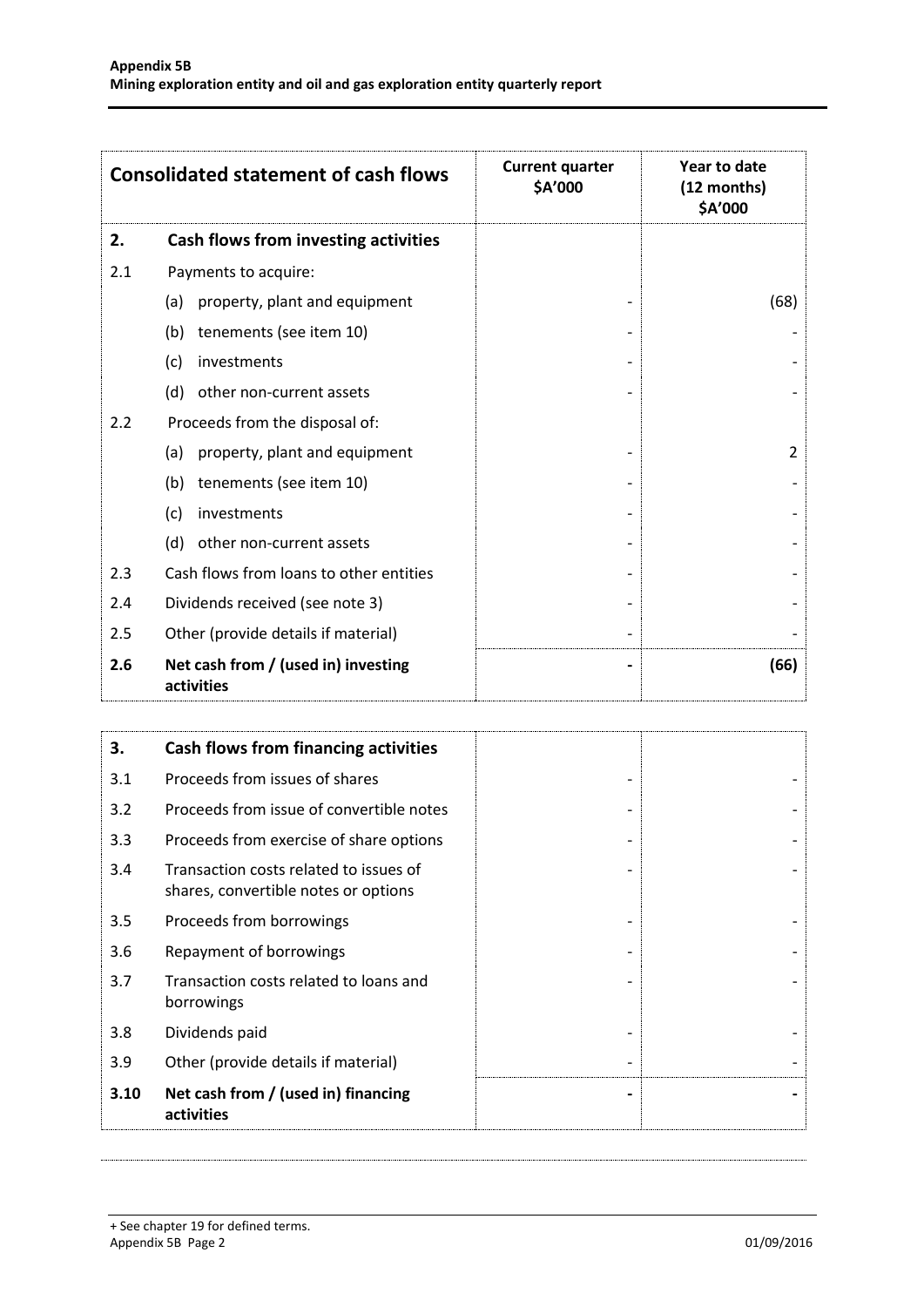| Consolidated statement of cash flows | | Current quarter $A'000 | Year to date (12 months) $A'000 |
|---|---|---|---|
| **2.** | **Cash flows from investing activities** | | |
| 2.1 | Payments to acquire: | | |
| | (a) property, plant and equipment | - | (68) |
| | (b) tenements (see item 10) | - | - |
| | (c) investments | - | - |
| | (d) other non-current assets | - | - |
| 2.2 | Proceeds from the disposal of: | | |
| | (a) property, plant and equipment | - | 2 |
| | (b) tenements (see item 10) | - | - |
| | (c) investments | - | - |
| | (d) other non-current assets | - | - |
| 2.3 | Cash flows from loans to other entities | - | - |
| 2.4 | Dividends received (see note 3) | - | - |
| 2.5 | Other (provide details if material) | - | - |
| **2.6** | **Net cash from / (used in) investing activities** | **-** | **(66)** |

| | | | |
|---|---|---|---|
| **3.** | **Cash flows from financing activities** | | |
| 3.1 | Proceeds from issues of shares | - | - |
| 3.2 | Proceeds from issue of convertible notes | - | - |
| 3.3 | Proceeds from exercise of share options | - | - |
| 3.4 | Transaction costs related to issues of shares, convertible notes or options | - | - |
| 3.5 | Proceeds from borrowings | - | - |
| 3.6 | Repayment of borrowings | - | - |
| 3.7 | Transaction costs related to loans and borrowings | - | - |
| 3.8 | Dividends paid | - | - |
| 3.9 | Other (provide details if material) | - | - |
| **3.10** | **Net cash from / (used in) financing activities** | **-** | **-** |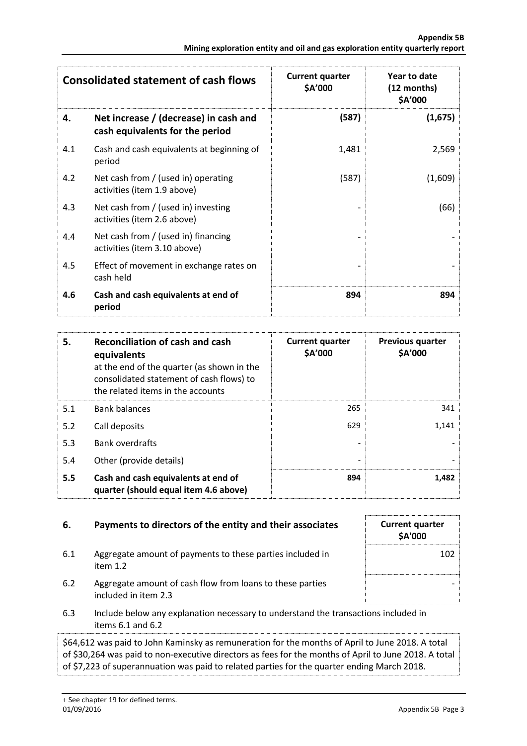| Consolidated statement of cash flows | | Current quarter $A'000 | Year to date (12 months) $A'000 |
|---|---|---|---|
| **4.** | **Net increase / (decrease) in cash and cash equivalents for the period** | **(587)** | **(1,675)** |
| 4.1 | Cash and cash equivalents at beginning of period | 1,481 | 2,569 |
| 4.2 | Net cash from / (used in) operating activities (item 1.9 above) | (587) | (1,609) |
| 4.3 | Net cash from / (used in) investing activities (item 2.6 above) | - | (66) |
| 4.4 | Net cash from / (used in) financing activities (item 3.10 above) | - | - |
| 4.5 | Effect of movement in exchange rates on cash held | - | - |
| **4.6** | **Cash and cash equivalents at end of period** | **894** | **894** |

| **5.** | **Reconciliation of cash and cash equivalents** at the end of the quarter (as shown in the consolidated statement of cash flows) to the related items in the accounts | Current quarter $A'000 | Previous quarter $A'000 |
|---|---|---|---|
| 5.1 | Bank balances | 265 | 341 |
| 5.2 | Call deposits | 629 | 1,141 |
| 5.3 | Bank overdrafts | - | - |
| 5.4 | Other (provide details) | - | - |
| **5.5** | **Cash and cash equivalents at end of quarter (should equal item 4.6 above)** | **894** | **1,482** |

| **6.** | **Payments to directors of the entity and their associates** | Current quarter $A'000 |
|---|---|---|
| 6.1 | Aggregate amount of payments to these parties included in item 1.2 | 102 |
| 6.2 | Aggregate amount of cash flow from loans to these parties included in item 2.3 | - |

6.3 Include below any explanation necessary to understand the transactions included in items 6.1 and 6.2

$64,612 was paid to John Kaminsky as remuneration for the months of April to June 2018. A total of $30,264 was paid to non-executive directors as fees for the months of April to June 2018. A total of $7,223 of superannuation was paid to related parties for the quarter ending March 2018.

+ See chapter 19 for defined terms.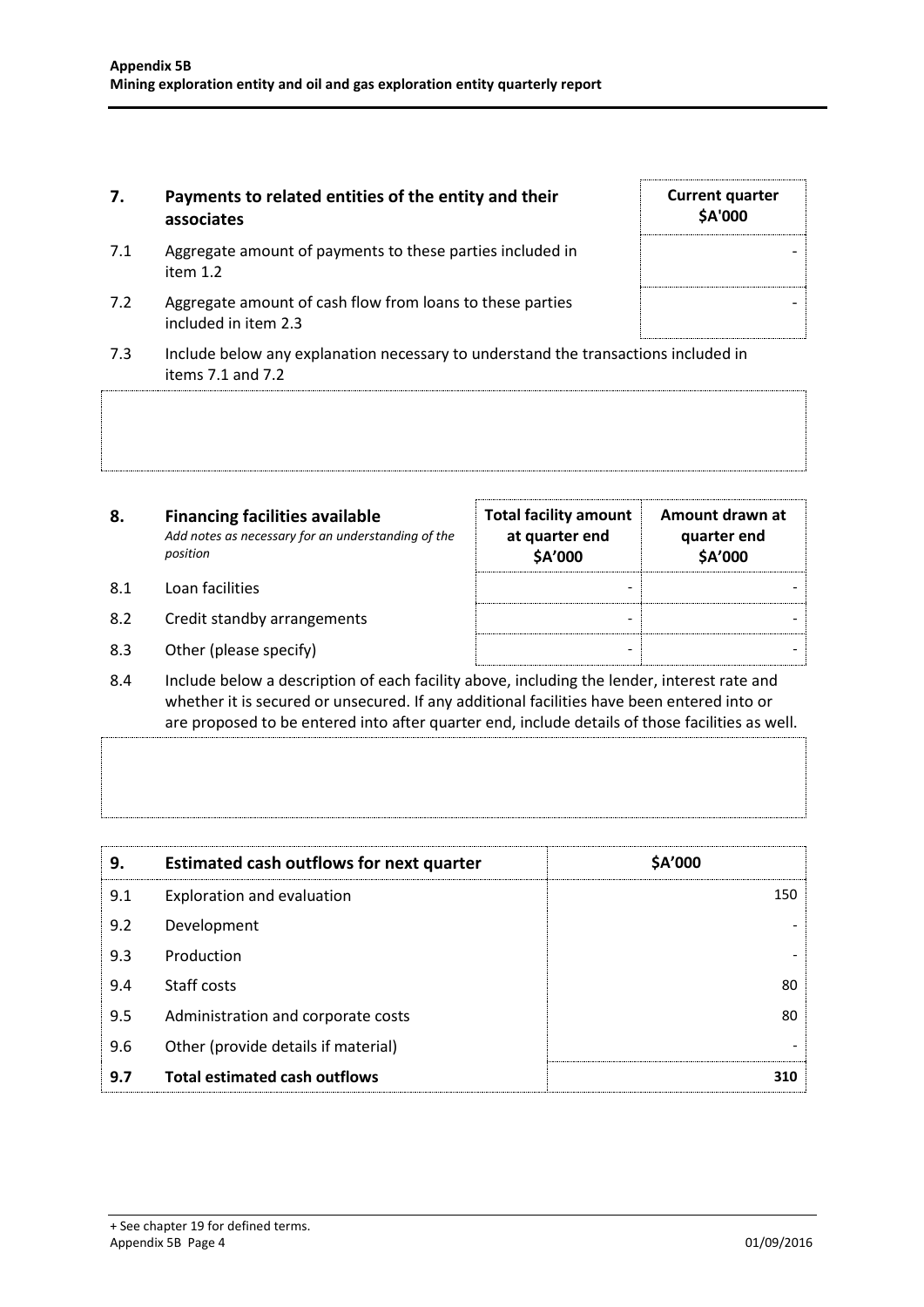| 7. | Payments to related entities of the entity and their associates | Current quarter $A'000 |
|---|---|---|
| 7.1 | Aggregate amount of payments to these parties included in item 1.2 | - |
| 7.2 | Aggregate amount of cash flow from loans to these parties included in item 2.3 | - |

7.3 Include below any explanation necessary to understand the transactions included in items 7.1 and 7.2

| 8. | **Financing facilities available** *Add notes as necessary for an understanding of the position* | Total facility amount at quarter end $A'000 | Amount drawn at quarter end $A'000 |
|---|---|---|---|
| 8.1 | Loan facilities | - | - |
| 8.2 | Credit standby arrangements | - | - |
| 8.3 | Other (please specify) | - | - |

8.4 Include below a description of each facility above, including the lender, interest rate and whether it is secured or unsecured. If any additional facilities have been entered into or are proposed to be entered into after quarter end, include details of those facilities as well.

| 9. | Estimated cash outflows for next quarter | $A'000 |
|---|---|---|
| 9.1 | Exploration and evaluation | 150 |
| 9.2 | Development | - |
| 9.3 | Production | - |
| 9.4 | Staff costs | 80 |
| 9.5 | Administration and corporate costs | 80 |
| 9.6 | Other (provide details if material) | - |
| **9.7** | **Total estimated cash outflows** | **310** |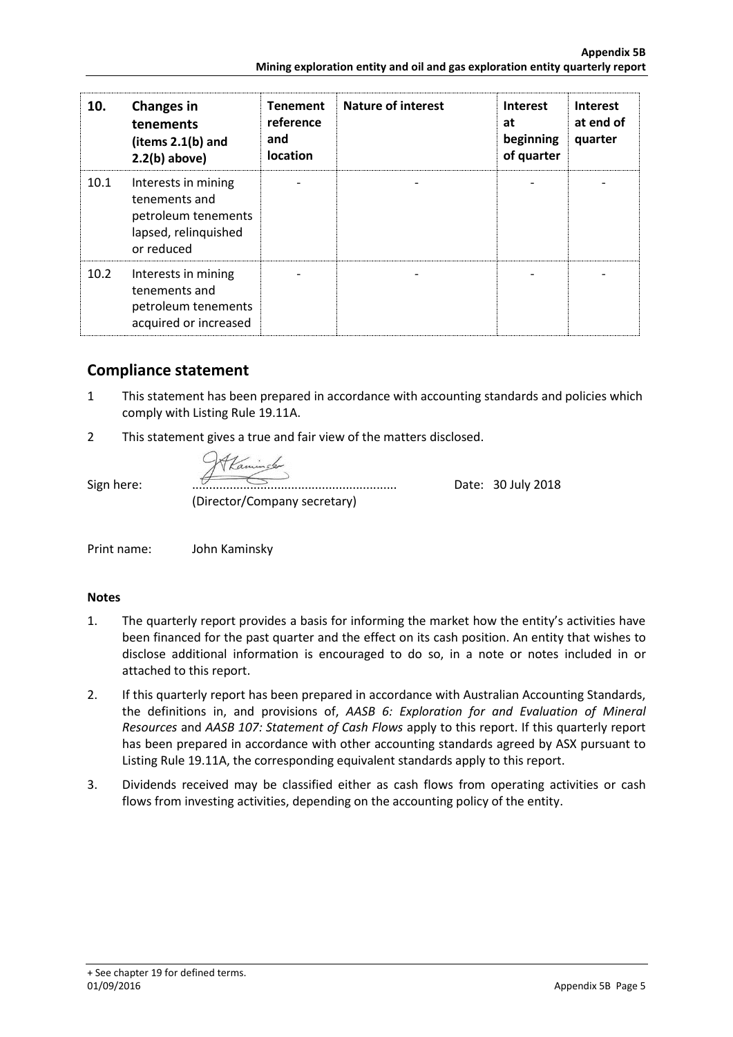| 10. | Changes in tenements (items 2.1(b) and 2.2(b) above) | Tenement reference and location | Nature of interest | Interest at beginning of quarter | Interest at end of quarter |
|---|---|---|---|---|---|
| 10.1 | Interests in mining tenements and petroleum tenements lapsed, relinquished or reduced | - | - | - | - |
| 10.2 | Interests in mining tenements and petroleum tenements acquired or increased | - | - | - | - |

## Compliance statement

1. This statement has been prepared in accordance with accounting standards and policies which comply with Listing Rule 19.11A.
2. This statement gives a true and fair view of the matters disclosed.

Sign here: .......................................................... Date: 30 July 2018
(Director/Company secretary)

Print name: John Kaminsky

**Notes**

1. The quarterly report provides a basis for informing the market how the entity's activities have been financed for the past quarter and the effect on its cash position. An entity that wishes to disclose additional information is encouraged to do so, in a note or notes included in or attached to this report.
2. If this quarterly report has been prepared in accordance with Australian Accounting Standards, the definitions in, and provisions of, *AASB 6: Exploration for and Evaluation of Mineral Resources* and *AASB 107: Statement of Cash Flows* apply to this report. If this quarterly report has been prepared in accordance with other accounting standards agreed by ASX pursuant to Listing Rule 19.11A, the corresponding equivalent standards apply to this report.
3. Dividends received may be classified either as cash flows from operating activities or cash flows from investing activities, depending on the accounting policy of the entity.